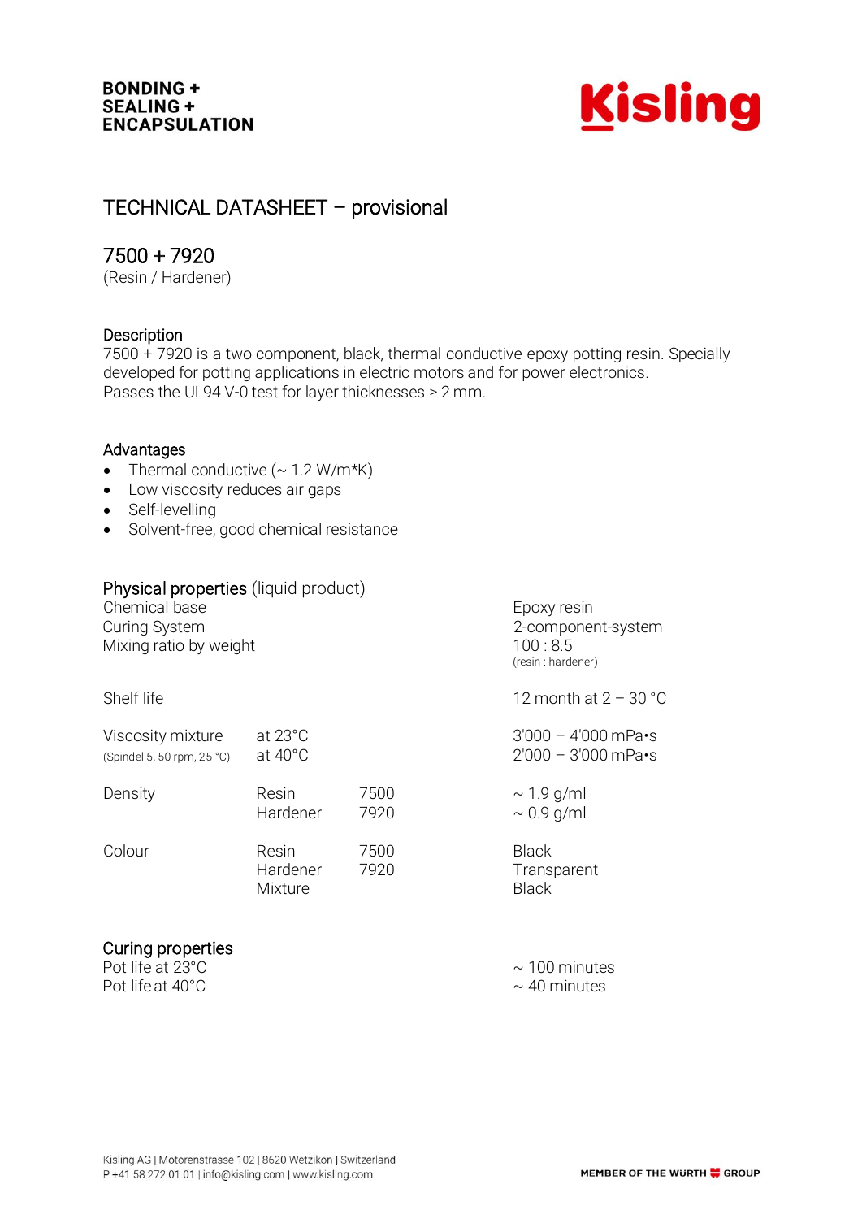BONDING +
SEALING +
ENCAPSULATION

Kisling

# TECHNICAL DATASHEET – provisional

## 7500 + 7920

(Resin / Hardener)

### Description

7500 + 7920 is a two component, black, thermal conductive epoxy potting resin. Specially developed for potting applications in electric motors and for power electronics.
Passes the UL94 V-0 test for layer thicknesses ≥ 2 mm.

### Advantages

- Thermal conductive (~ 1.2 W/m*K)
- Low viscosity reduces air gaps
- Self-levelling
- Solvent-free, good chemical resistance

### Physical properties (liquid product)

| | | | |
|---|---|---|---|
| Chemical base | | | Epoxy resin |
| Curing System | | | 2-component-system |
| Mixing ratio by weight | | | 100 : 8.5 (resin : hardener) |
| Shelf life | | | 12 month at 2 – 30 °C |
| Viscosity mixture (Spindel 5, 50 rpm, 25 °C) | at 23°C | | 3'000 – 4'000 mPa•s |
| | at 40°C | | 2'000 – 3'000 mPa•s |
| Density | Resin | 7500 | ~ 1.9 g/ml |
| | Hardener | 7920 | ~ 0.9 g/ml |
| Colour | Resin | 7500 | Black |
| | Hardener | 7920 | Transparent |
| | Mixture | | Black |

### Curing properties

| | |
|---|---|
| Pot life at 23°C | ~ 100 minutes |
| Pot life at 40°C | ~ 40 minutes |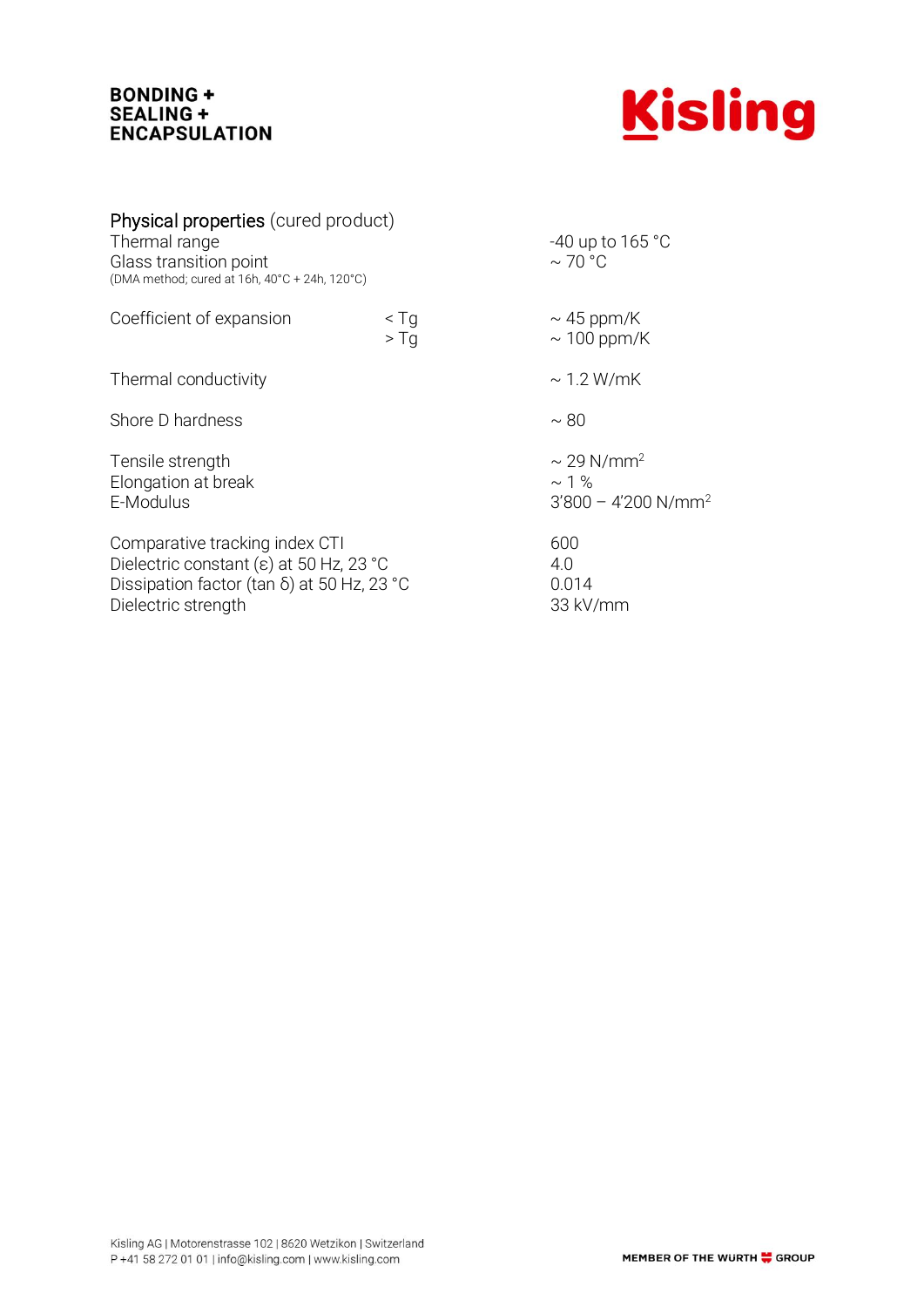## Physical properties (cured product)

| Property | | Value |
|---|---|---|
| Thermal range | | -40 up to 165 °C |
| Glass transition point<br>(DMA method; cured at 16h, 40°C + 24h, 120°C) | | ~ 70 °C |
| Coefficient of expansion | < Tg | ~ 45 ppm/K |
| | > Tg | ~ 100 ppm/K |
| Thermal conductivity | | ~ 1.2 W/mK |
| Shore D hardness | | ~ 80 |
| Tensile strength | | ~ 29 N/mm$^2$ |
| Elongation at break | | ~ 1 % |
| E-Modulus | | 3'800 – 4'200 N/mm$^2$ |
| Comparative tracking index CTI | | 600 |
| Dielectric constant (ε) at 50 Hz, 23 °C | | 4.0 |
| Dissipation factor (tan δ) at 50 Hz, 23 °C | | 0.014 |
| Dielectric strength | | 33 kV/mm |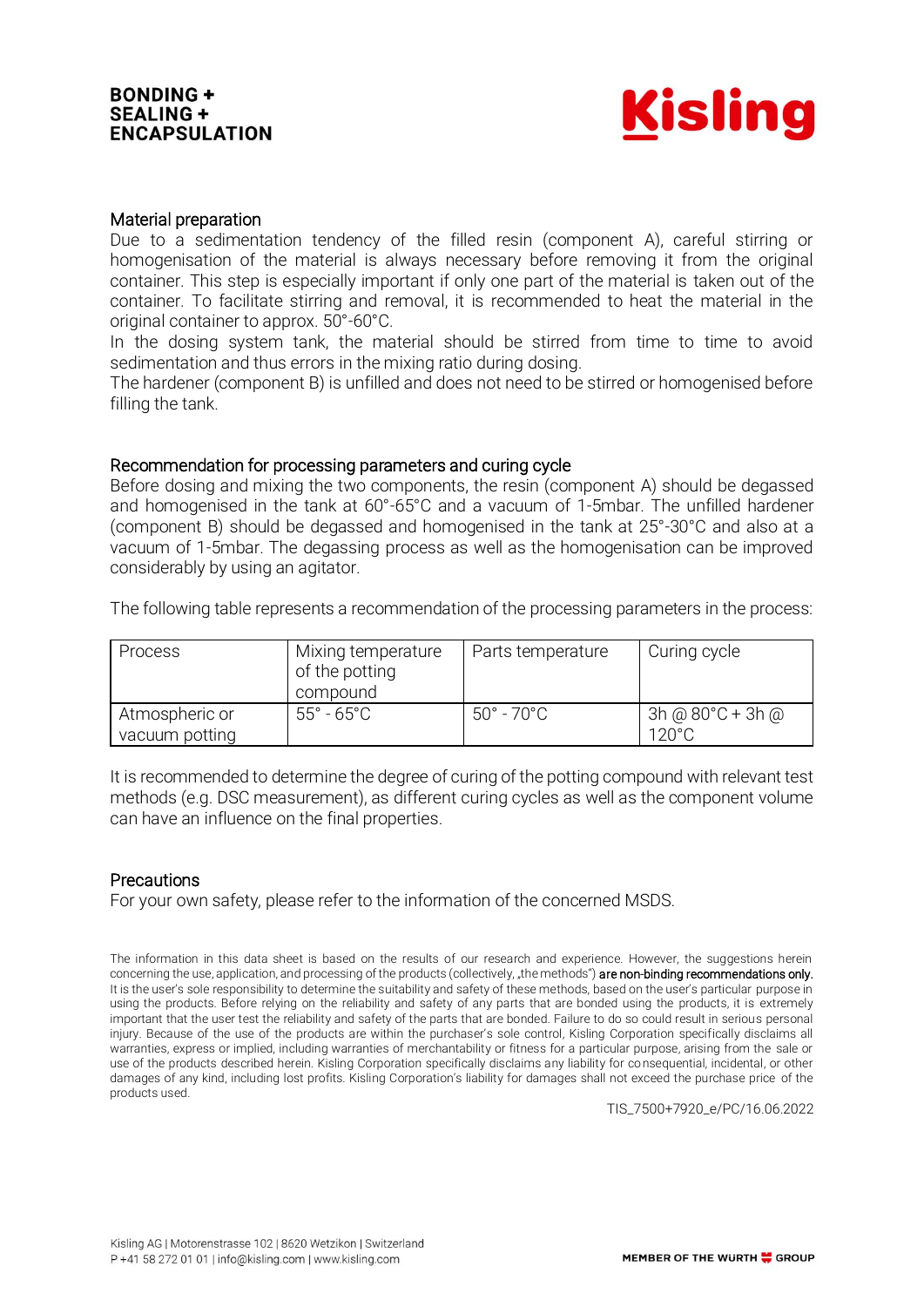## Material preparation

Due to a sedimentation tendency of the filled resin (component A), careful stirring or homogenisation of the material is always necessary before removing it from the original container. This step is especially important if only one part of the material is taken out of the container. To facilitate stirring and removal, it is recommended to heat the material in the original container to approx. 50°-60°C.

In the dosing system tank, the material should be stirred from time to time to avoid sedimentation and thus errors in the mixing ratio during dosing.

The hardener (component B) is unfilled and does not need to be stirred or homogenised before filling the tank.

## Recommendation for processing parameters and curing cycle

Before dosing and mixing the two components, the resin (component A) should be degassed and homogenised in the tank at 60°-65°C and a vacuum of 1-5mbar. The unfilled hardener (component B) should be degassed and homogenised in the tank at 25°-30°C and also at a vacuum of 1-5mbar. The degassing process as well as the homogenisation can be improved considerably by using an agitator.

The following table represents a recommendation of the processing parameters in the process:

| Process | Mixing temperature of the potting compound | Parts temperature | Curing cycle |
|---|---|---|---|
| Atmospheric or vacuum potting | 55° - 65°C | 50° - 70°C | 3h @ 80°C + 3h @ 120°C |

It is recommended to determine the degree of curing of the potting compound with relevant test methods (e.g. DSC measurement), as different curing cycles as well as the component volume can have an influence on the final properties.

## Precautions

For your own safety, please refer to the information of the concerned MSDS.

The information in this data sheet is based on the results of our research and experience. However, the suggestions herein concerning the use, application, and processing of the products (collectively, „the methods") **are non-binding recommendations only.** It is the user's sole responsibility to determine the suitability and safety of these methods, based on the user's particular purpose in using the products. Before relying on the reliability and safety of any parts that are bonded using the products, it is extremely important that the user test the reliability and safety of the parts that are bonded. Failure to do so could result in serious personal injury. Because of the use of the products are within the purchaser's sole control, Kisling Corporation specifically disclaims all warranties, express or implied, including warranties of merchantability or fitness for a particular purpose, arising from the sale or use of the products described herein. Kisling Corporation specifically disclaims any liability for consequential, incidental, or other damages of any kind, including lost profits. Kisling Corporation's liability for damages shall not exceed the purchase price of the products used.

TIS_7500+7920_e/PC/16.06.2022